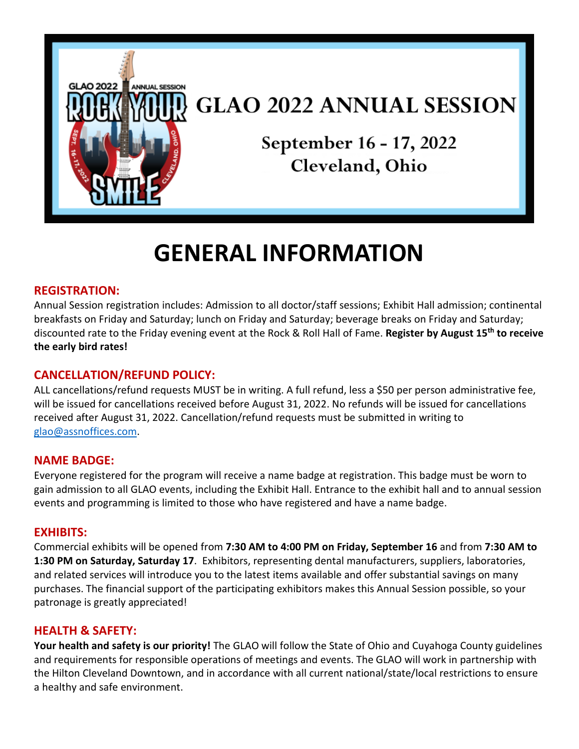# GLAO 2022 ANNUAL SESSION

September 16 - 17, 2022
Cleveland, Ohio

# GENERAL INFORMATION

## REGISTRATION:

Annual Session registration includes: Admission to all doctor/staff sessions; Exhibit Hall admission; continental breakfasts on Friday and Saturday; lunch on Friday and Saturday; beverage breaks on Friday and Saturday; discounted rate to the Friday evening event at the Rock & Roll Hall of Fame. **Register by August 15th to receive the early bird rates!**

## CANCELLATION/REFUND POLICY:

ALL cancellations/refund requests MUST be in writing. A full refund, less a $50 per person administrative fee, will be issued for cancellations received before August 31, 2022. No refunds will be issued for cancellations received after August 31, 2022. Cancellation/refund requests must be submitted in writing to glao@assnoffices.com.

## NAME BADGE:

Everyone registered for the program will receive a name badge at registration. This badge must be worn to gain admission to all GLAO events, including the Exhibit Hall. Entrance to the exhibit hall and to annual session events and programming is limited to those who have registered and have a name badge.

## EXHIBITS:

Commercial exhibits will be opened from **7:30 AM to 4:00 PM on Friday, September 16** and from **7:30 AM to 1:30 PM on Saturday, Saturday 17**. Exhibitors, representing dental manufacturers, suppliers, laboratories, and related services will introduce you to the latest items available and offer substantial savings on many purchases. The financial support of the participating exhibitors makes this Annual Session possible, so your patronage is greatly appreciated!

## HEALTH & SAFETY:

**Your health and safety is our priority!** The GLAO will follow the State of Ohio and Cuyahoga County guidelines and requirements for responsible operations of meetings and events. The GLAO will work in partnership with the Hilton Cleveland Downtown, and in accordance with all current national/state/local restrictions to ensure a healthy and safe environment.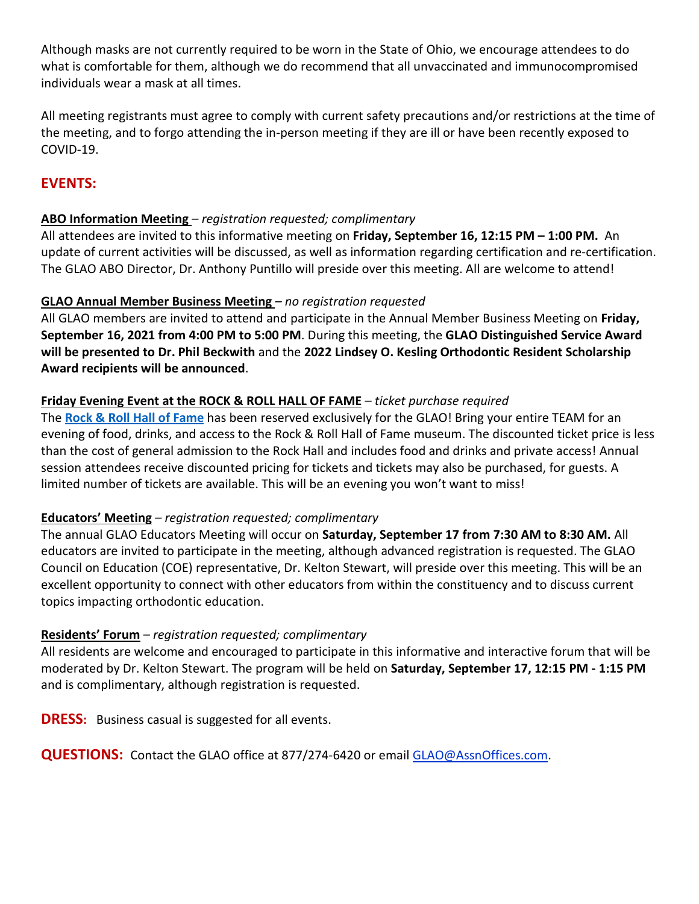Although masks are not currently required to be worn in the State of Ohio, we encourage attendees to do what is comfortable for them, although we do recommend that all unvaccinated and immunocompromised individuals wear a mask at all times.

All meeting registrants must agree to comply with current safety precautions and/or restrictions at the time of the meeting, and to forgo attending the in-person meeting if they are ill or have been recently exposed to COVID-19.

## EVENTS:

**ABO Information Meeting** – *registration requested; complimentary*
All attendees are invited to this informative meeting on **Friday, September 16, 12:15 PM – 1:00 PM.** An update of current activities will be discussed, as well as information regarding certification and re-certification. The GLAO ABO Director, Dr. Anthony Puntillo will preside over this meeting. All are welcome to attend!

**GLAO Annual Member Business Meeting** – *no registration requested*
All GLAO members are invited to attend and participate in the Annual Member Business Meeting on **Friday, September 16, 2021 from 4:00 PM to 5:00 PM**. During this meeting, the **GLAO Distinguished Service Award will be presented to Dr. Phil Beckwith** and the **2022 Lindsey O. Kesling Orthodontic Resident Scholarship Award recipients will be announced**.

**Friday Evening Event at the ROCK & ROLL HALL OF FAME** – *ticket purchase required*
The **Rock & Roll Hall of Fame** has been reserved exclusively for the GLAO! Bring your entire TEAM for an evening of food, drinks, and access to the Rock & Roll Hall of Fame museum. The discounted ticket price is less than the cost of general admission to the Rock Hall and includes food and drinks and private access! Annual session attendees receive discounted pricing for tickets and tickets may also be purchased, for guests. A limited number of tickets are available. This will be an evening you won't want to miss!

**Educators' Meeting** – *registration requested; complimentary*
The annual GLAO Educators Meeting will occur on **Saturday, September 17 from 7:30 AM to 8:30 AM.** All educators are invited to participate in the meeting, although advanced registration is requested. The GLAO Council on Education (COE) representative, Dr. Kelton Stewart, will preside over this meeting. This will be an excellent opportunity to connect with other educators from within the constituency and to discuss current topics impacting orthodontic education.

**Residents' Forum** – *registration requested; complimentary*
All residents are welcome and encouraged to participate in this informative and interactive forum that will be moderated by Dr. Kelton Stewart. The program will be held on **Saturday, September 17, 12:15 PM - 1:15 PM** and is complimentary, although registration is requested.

**DRESS:** Business casual is suggested for all events.

**QUESTIONS:** Contact the GLAO office at 877/274-6420 or email GLAO@AssnOffices.com.